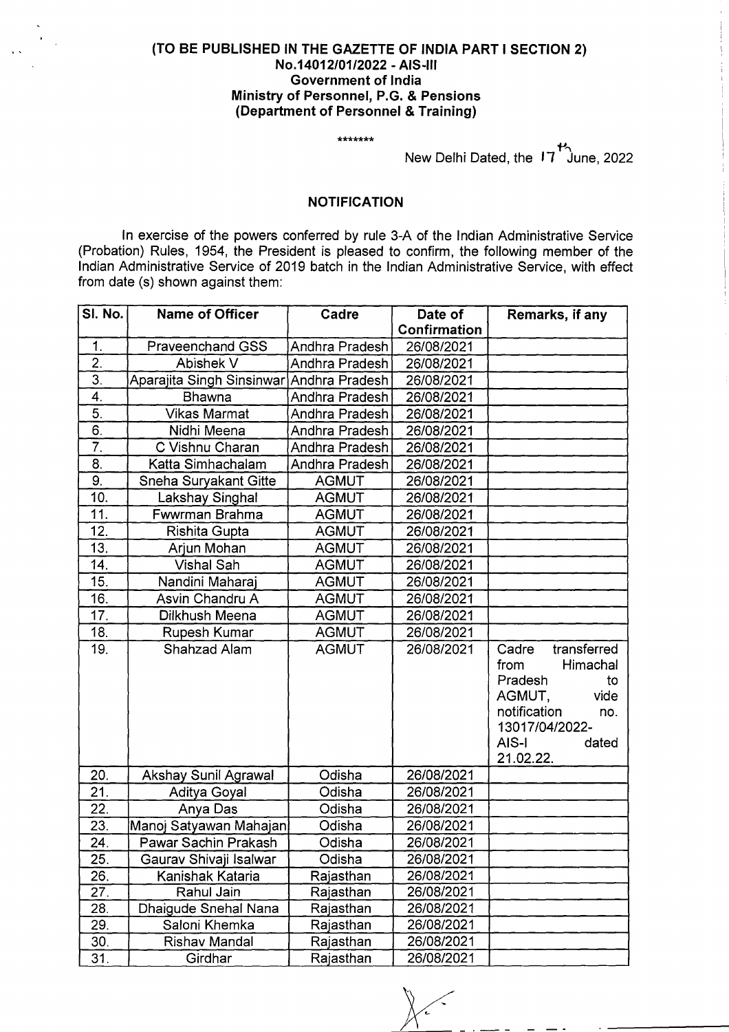**(TO BE PUBLISHED IN THE GAZETTE OF INDIA PART I SECTION 2)**
**No.14012/01/2022 - AIS-III**
**Government of India**
**Ministry of Personnel, P.G. & Pensions**
**(Department of Personnel & Training)**

\*\*\*\*\*\*\*

New Delhi Dated, the 17th June, 2022

## NOTIFICATION

In exercise of the powers conferred by rule 3-A of the Indian Administrative Service (Probation) Rules, 1954, the President is pleased to confirm, the following member of the Indian Administrative Service of 2019 batch in the Indian Administrative Service, with effect from date (s) shown against them:

| Sl. No. | Name of Officer | Cadre | Date of Confirmation | Remarks, if any |
|---|---|---|---|---|
| 1. | Praveenchand GSS | Andhra Pradesh | 26/08/2021 | |
| 2. | Abishek V | Andhra Pradesh | 26/08/2021 | |
| 3. | Aparajita Singh Sinsinwar | Andhra Pradesh | 26/08/2021 | |
| 4. | Bhawna | Andhra Pradesh | 26/08/2021 | |
| 5. | Vikas Marmat | Andhra Pradesh | 26/08/2021 | |
| 6. | Nidhi Meena | Andhra Pradesh | 26/08/2021 | |
| 7. | C Vishnu Charan | Andhra Pradesh | 26/08/2021 | |
| 8. | Katta Simhachalam | Andhra Pradesh | 26/08/2021 | |
| 9. | Sneha Suryakant Gitte | AGMUT | 26/08/2021 | |
| 10. | Lakshay Singhal | AGMUT | 26/08/2021 | |
| 11. | Fwwrman Brahma | AGMUT | 26/08/2021 | |
| 12. | Rishita Gupta | AGMUT | 26/08/2021 | |
| 13. | Arjun Mohan | AGMUT | 26/08/2021 | |
| 14. | Vishal Sah | AGMUT | 26/08/2021 | |
| 15. | Nandini Maharaj | AGMUT | 26/08/2021 | |
| 16. | Asvin Chandru A | AGMUT | 26/08/2021 | |
| 17. | Dilkhush Meena | AGMUT | 26/08/2021 | |
| 18. | Rupesh Kumar | AGMUT | 26/08/2021 | |
| 19. | Shahzad Alam | AGMUT | 26/08/2021 | Cadre transferred from Himachal Pradesh to AGMUT, vide notification no. 13017/04/2022-AIS-I dated 21.02.22. |
| 20. | Akshay Sunil Agrawal | Odisha | 26/08/2021 | |
| 21. | Aditya Goyal | Odisha | 26/08/2021 | |
| 22. | Anya Das | Odisha | 26/08/2021 | |
| 23. | Manoj Satyawan Mahajan | Odisha | 26/08/2021 | |
| 24. | Pawar Sachin Prakash | Odisha | 26/08/2021 | |
| 25. | Gaurav Shivaji Isalwar | Odisha | 26/08/2021 | |
| 26. | Kanishak Kataria | Rajasthan | 26/08/2021 | |
| 27. | Rahul Jain | Rajasthan | 26/08/2021 | |
| 28. | Dhaigude Snehal Nana | Rajasthan | 26/08/2021 | |
| 29. | Saloni Khemka | Rajasthan | 26/08/2021 | |
| 30. | Rishav Mandal | Rajasthan | 26/08/2021 | |
| 31. | Girdhar | Rajasthan | 26/08/2021 | |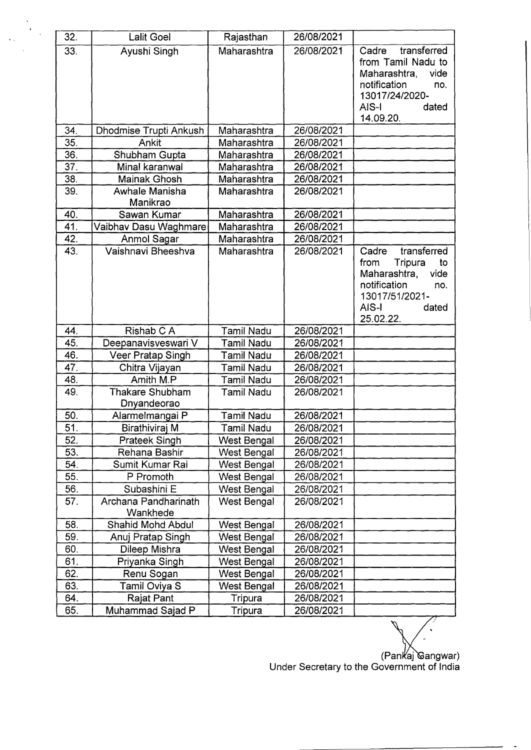| 32. | Lalit Goel | Rajasthan | 26/08/2021 | |
|---|---|---|---|---|
| 33. | Ayushi Singh | Maharashtra | 26/08/2021 | Cadre transferred from Tamil Nadu to Maharashtra, vide notification no. 13017/24/2020-AIS-I dated 14.09.20. |
| 34. | Dhodmise Trupti Ankush | Maharashtra | 26/08/2021 | |
| 35. | Ankit | Maharashtra | 26/08/2021 | |
| 36. | Shubham Gupta | Maharashtra | 26/08/2021 | |
| 37. | Minal karanwal | Maharashtra | 26/08/2021 | |
| 38. | Mainak Ghosh | Maharashtra | 26/08/2021 | |
| 39. | Awhale Manisha Manikrao | Maharashtra | 26/08/2021 | |
| 40. | Sawan Kumar | Maharashtra | 26/08/2021 | |
| 41. | Vaibhav Dasu Waghmare | Maharashtra | 26/08/2021 | |
| 42. | Anmol Sagar | Maharashtra | 26/08/2021 | |
| 43. | Vaishnavi Bheeshva | Maharashtra | 26/08/2021 | Cadre transferred from Tripura to Maharashtra, vide notification no. 13017/51/2021-AIS-I dated 25.02.22. |
| 44. | Rishab C A | Tamil Nadu | 26/08/2021 | |
| 45. | Deepanavisveswari V | Tamil Nadu | 26/08/2021 | |
| 46. | Veer Pratap Singh | Tamil Nadu | 26/08/2021 | |
| 47. | Chitra Vijayan | Tamil Nadu | 26/08/2021 | |
| 48. | Amith M.P | Tamil Nadu | 26/08/2021 | |
| 49. | Thakare Shubham Dnyandeorao | Tamil Nadu | 26/08/2021 | |
| 50. | Alarmelmangai P | Tamil Nadu | 26/08/2021 | |
| 51. | Birathiviraj M | Tamil Nadu | 26/08/2021 | |
| 52. | Prateek Singh | West Bengal | 26/08/2021 | |
| 53. | Rehana Bashir | West Bengal | 26/08/2021 | |
| 54. | Sumit Kumar Rai | West Bengal | 26/08/2021 | |
| 55. | P Promoth | West Bengal | 26/08/2021 | |
| 56. | Subashini E | West Bengal | 26/08/2021 | |
| 57. | Archana Pandharinath Wankhede | West Bengal | 26/08/2021 | |
| 58. | Shahid Mohd Abdul | West Bengal | 26/08/2021 | |
| 59. | Anuj Pratap Singh | West Bengal | 26/08/2021 | |
| 60. | Dileep Mishra | West Bengal | 26/08/2021 | |
| 61. | Priyanka Singh | West Bengal | 26/08/2021 | |
| 62. | Renu Sogan | West Bengal | 26/08/2021 | |
| 63. | Tamil Oviya S | West Bengal | 26/08/2021 | |
| 64. | Rajat Pant | Tripura | 26/08/2021 | |
| 65. | Muhammad Sajad P | Tripura | 26/08/2021 | |

(Pankaj Gangwar)
Under Secretary to the Government of India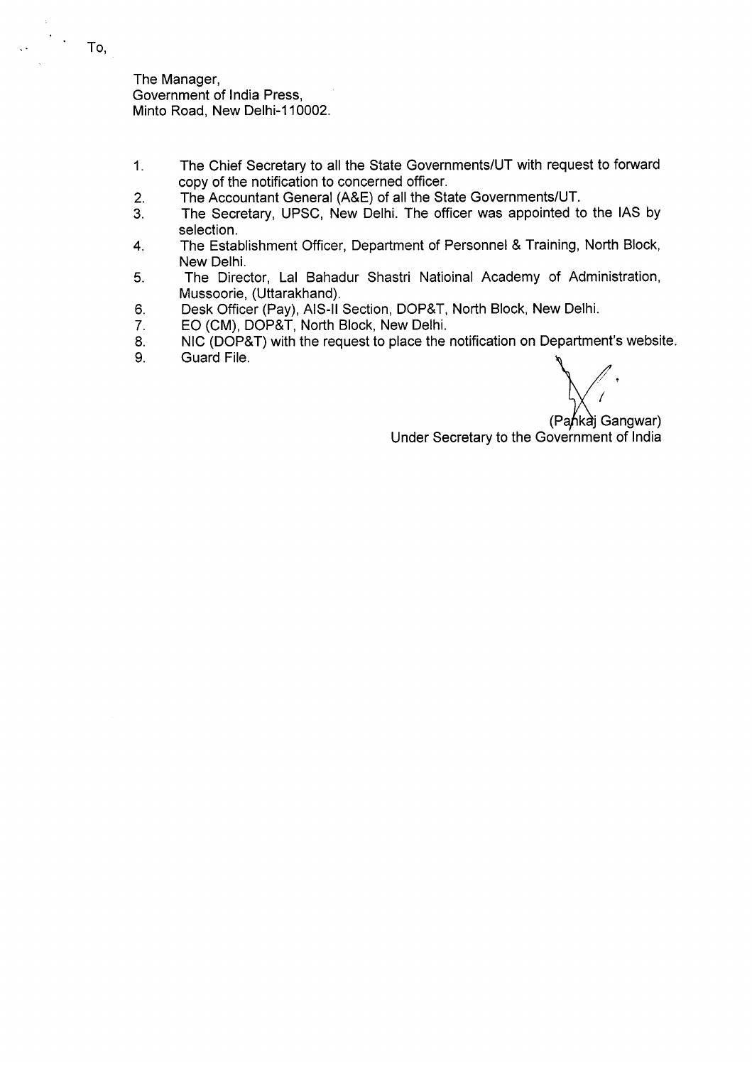To,

The Manager,
Government of India Press,
Minto Road, New Delhi-110002.

1. The Chief Secretary to all the State Governments/UT with request to forward copy of the notification to concerned officer.
2. The Accountant General (A&E) of all the State Governments/UT.
3. The Secretary, UPSC, New Delhi. The officer was appointed to the IAS by selection.
4. The Establishment Officer, Department of Personnel & Training, North Block, New Delhi.
5. The Director, Lal Bahadur Shastri Natioinal Academy of Administration, Mussoorie, (Uttarakhand).
6. Desk Officer (Pay), AIS-II Section, DOP&T, North Block, New Delhi.
7. EO (CM), DOP&T, North Block, New Delhi.
8. NIC (DOP&T) with the request to place the notification on Department's website.
9. Guard File.

(Pankaj Gangwar)
Under Secretary to the Government of India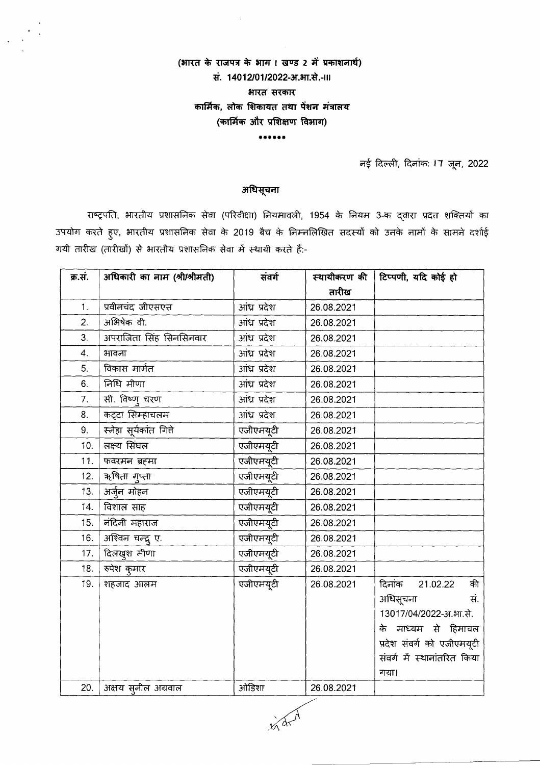**(भारत के राजपत्र के भाग । खण्ड 2 में प्रकाशनार्थ)**
**सं. 14012/01/2022-अ.भा.से.-III**
**भारत सरकार**
**कार्मिक, लोक शिकायत तथा पेंशन मंत्रालय**
**(कार्मिक और प्रशिक्षण विभाग)**

\*\*\*\*\*\*

नई दिल्ली, दिनांक: 17 जून, 2022

## अधिसूचना

राष्ट्रपति, भारतीय प्रशासनिक सेवा (परिवीक्षा) नियमावली, 1954 के नियम 3-क द्वारा प्रदत्त शक्तियों का उपयोग करते हुए, भारतीय प्रशासनिक सेवा के 2019 बैच के निम्नलिखित सदस्यों को उनके नामों के सामने दर्शाई गयी तारीख (तारीखों) से भारतीय प्रशासनिक सेवा में स्थायी करते हैं:-

| क्र.सं. | अधिकारी का नाम (श्री/श्रीमती) | संवर्ग | स्थायीकरण की तारीख | टिप्पणी, यदि कोई हो |
|---|---|---|---|---|
| 1. | प्रवीनचंद जीएसएस | आंध्र प्रदेश | 26.08.2021 | |
| 2. | अभिषेक वी. | आंध्र प्रदेश | 26.08.2021 | |
| 3. | अपराजिता सिंह सिनसिनवार | आंध्र प्रदेश | 26.08.2021 | |
| 4. | भावना | आंध्र प्रदेश | 26.08.2021 | |
| 5. | विकास मार्मत | आंध्र प्रदेश | 26.08.2021 | |
| 6. | निधि मीणा | आंध्र प्रदेश | 26.08.2021 | |
| 7. | सी. विष्णु चरण | आंध्र प्रदेश | 26.08.2021 | |
| 8. | कट्टा सिम्हाचलम | आंध्र प्रदेश | 26.08.2021 | |
| 9. | स्नेहा सूर्यकांत गित्ते | एजीएमयूटी | 26.08.2021 | |
| 10. | लक्ष्य सिंघल | एजीएमयूटी | 26.08.2021 | |
| 11. | फवरमन ब्रह्मा | एजीएमयूटी | 26.08.2021 | |
| 12. | ऋषिता गुप्ता | एजीएमयूटी | 26.08.2021 | |
| 13. | अर्जुन मोहन | एजीएमयूटी | 26.08.2021 | |
| 14. | विशाल साह | एजीएमयूटी | 26.08.2021 | |
| 15. | नंदिनी महाराज | एजीएमयूटी | 26.08.2021 | |
| 16. | अश्विन चन्द्रु ए. | एजीएमयूटी | 26.08.2021 | |
| 17. | दिलखुश मीणा | एजीएमयूटी | 26.08.2021 | |
| 18. | रुपेश कुमार | एजीएमयूटी | 26.08.2021 | |
| 19. | शहजाद आलम | एजीएमयूटी | 26.08.2021 | दिनांक 21.02.22 की अधिसूचना सं. 13017/04/2022-अ.भा.से. के माध्यम से हिमाचल प्रदेश संवर्ग को एजीएमयूटी संवर्ग में स्थानांतरित किया गया। |
| 20. | अक्षय सुनील अग्रवाल | ओडिशा | 26.08.2021 | |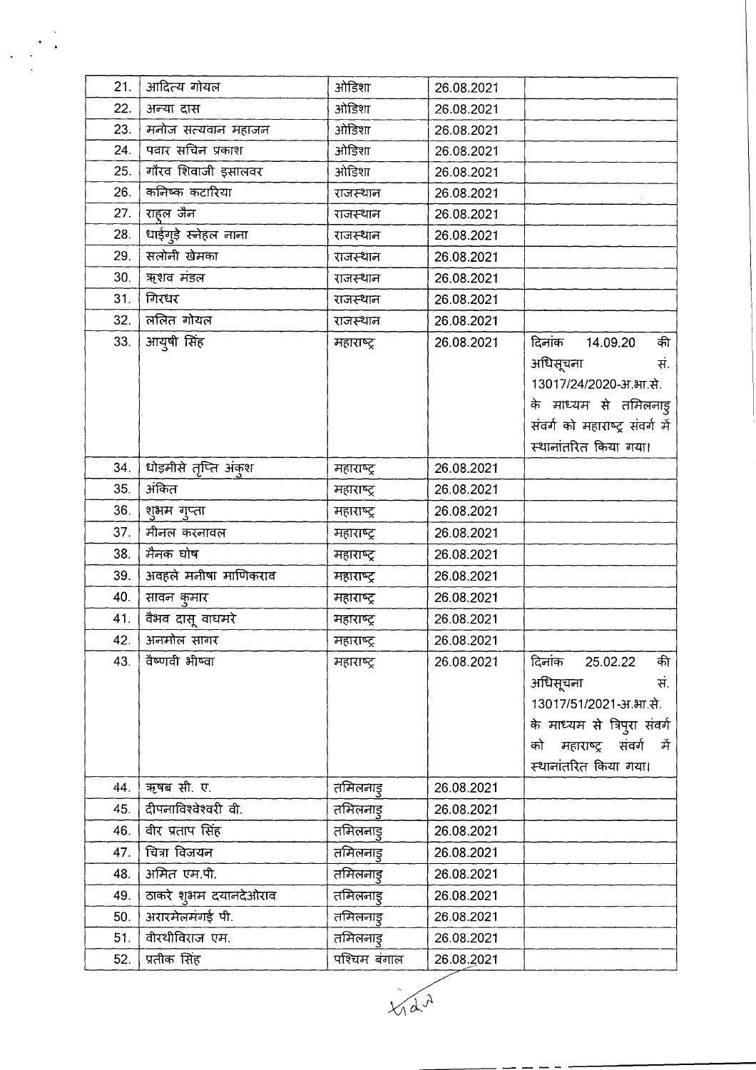| 21. | आदित्य गोयल | ओडिशा | 26.08.2021 | |
|---|---|---|---|---|
| 22. | अन्या दास | ओडिशा | 26.08.2021 | |
| 23. | मनोज सत्यवान महाजन | ओडिशा | 26.08.2021 | |
| 24. | पवार सचिन प्रकाश | ओडिशा | 26.08.2021 | |
| 25. | गौरव शिवाजी इसालवर | ओडिशा | 26.08.2021 | |
| 26. | कनिष्क कटारिया | राजस्थान | 26.08.2021 | |
| 27. | राहुल जैन | राजस्थान | 26.08.2021 | |
| 28. | धाईगुड़े स्नेहल नाना | राजस्थान | 26.08.2021 | |
| 29. | सलोनी खेमका | राजस्थान | 26.08.2021 | |
| 30. | ऋशव मंडल | राजस्थान | 26.08.2021 | |
| 31. | गिरधर | राजस्थान | 26.08.2021 | |
| 32. | ललित गोयल | राजस्थान | 26.08.2021 | |
| 33. | आयुषी सिंह | महाराष्ट्र | 26.08.2021 | दिनांक 14.09.20 की अधिसूचना सं. 13017/24/2020-अ.भा.से. के माध्यम से तमिलनाडु संवर्ग को महाराष्ट्र संवर्ग में स्थानांतरित किया गया। |
| 34. | धोड़मीसे तृप्ति अंकुश | महाराष्ट्र | 26.08.2021 | |
| 35. | अंकित | महाराष्ट्र | 26.08.2021 | |
| 36. | शुभम गुप्ता | महाराष्ट्र | 26.08.2021 | |
| 37. | मीनल करनावल | महाराष्ट्र | 26.08.2021 | |
| 38. | मैनक घोष | महाराष्ट्र | 26.08.2021 | |
| 39. | अवहले मनीषा माणिकराव | महाराष्ट्र | 26.08.2021 | |
| 40. | सावन कुमार | महाराष्ट्र | 26.08.2021 | |
| 41. | वैभव दासू वाघमरे | महाराष्ट्र | 26.08.2021 | |
| 42. | अनमोल सागर | महाराष्ट्र | 26.08.2021 | |
| 43. | वैष्णवी भीष्वा | महाराष्ट्र | 26.08.2021 | दिनांक 25.02.22 की अधिसूचना सं. 13017/51/2021-अ.भा.से. के माध्यम से त्रिपुरा संवर्ग को महाराष्ट्र संवर्ग में स्थानांतरित किया गया। |
| 44. | ऋषब सी. ए. | तमिलनाडु | 26.08.2021 | |
| 45. | दीपनाविश्वेश्वरी वी. | तमिलनाडु | 26.08.2021 | |
| 46. | वीर प्रताप सिंह | तमिलनाडु | 26.08.2021 | |
| 47. | चित्रा विजयन | तमिलनाडु | 26.08.2021 | |
| 48. | अमित एम.पी. | तमिलनाडु | 26.08.2021 | |
| 49. | ठाकरे शुभम दयानदेओराव | तमिलनाडु | 26.08.2021 | |
| 50. | अरारमेलमंगई पी. | तमिलनाडु | 26.08.2021 | |
| 51. | वीरथीविराज एम. | तमिलनाडु | 26.08.2021 | |
| 52. | प्रतीक सिंह | पश्चिम बंगाल | 26.08.2021 | |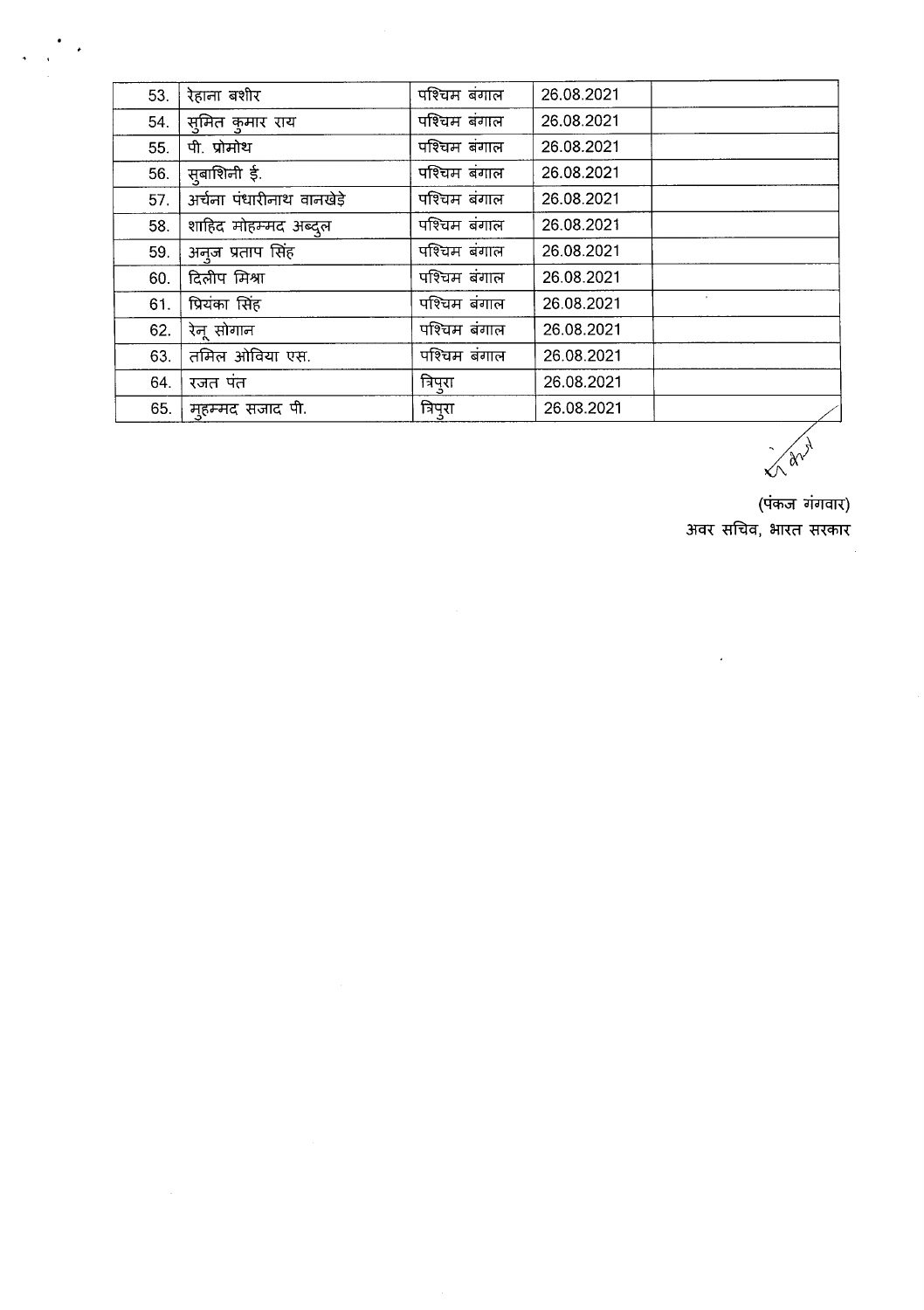| | | | | |
|---|---|---|---|---|
| 53. | रेहाना बशीर | पश्चिम बंगाल | 26.08.2021 | |
| 54. | सुमित कुमार राय | पश्चिम बंगाल | 26.08.2021 | |
| 55. | पी. प्रोमोथ | पश्चिम बंगाल | 26.08.2021 | |
| 56. | सुबाशिनी ई. | पश्चिम बंगाल | 26.08.2021 | |
| 57. | अर्चना पंधारीनाथ वानखेड़े | पश्चिम बंगाल | 26.08.2021 | |
| 58. | शाहिद मोहम्मद अब्दुल | पश्चिम बंगाल | 26.08.2021 | |
| 59. | अनुज प्रताप सिंह | पश्चिम बंगाल | 26.08.2021 | |
| 60. | दिलीप मिश्रा | पश्चिम बंगाल | 26.08.2021 | |
| 61. | प्रियंका सिंह | पश्चिम बंगाल | 26.08.2021 | |
| 62. | रेनू सोगान | पश्चिम बंगाल | 26.08.2021 | |
| 63. | तमिल ओविया एस. | पश्चिम बंगाल | 26.08.2021 | |
| 64. | रजत पंत | त्रिपुरा | 26.08.2021 | |
| 65. | मुहम्मद सजाद पी. | त्रिपुरा | 26.08.2021 | |

(पंकज गंगवार)
अवर सचिव, भारत सरकार